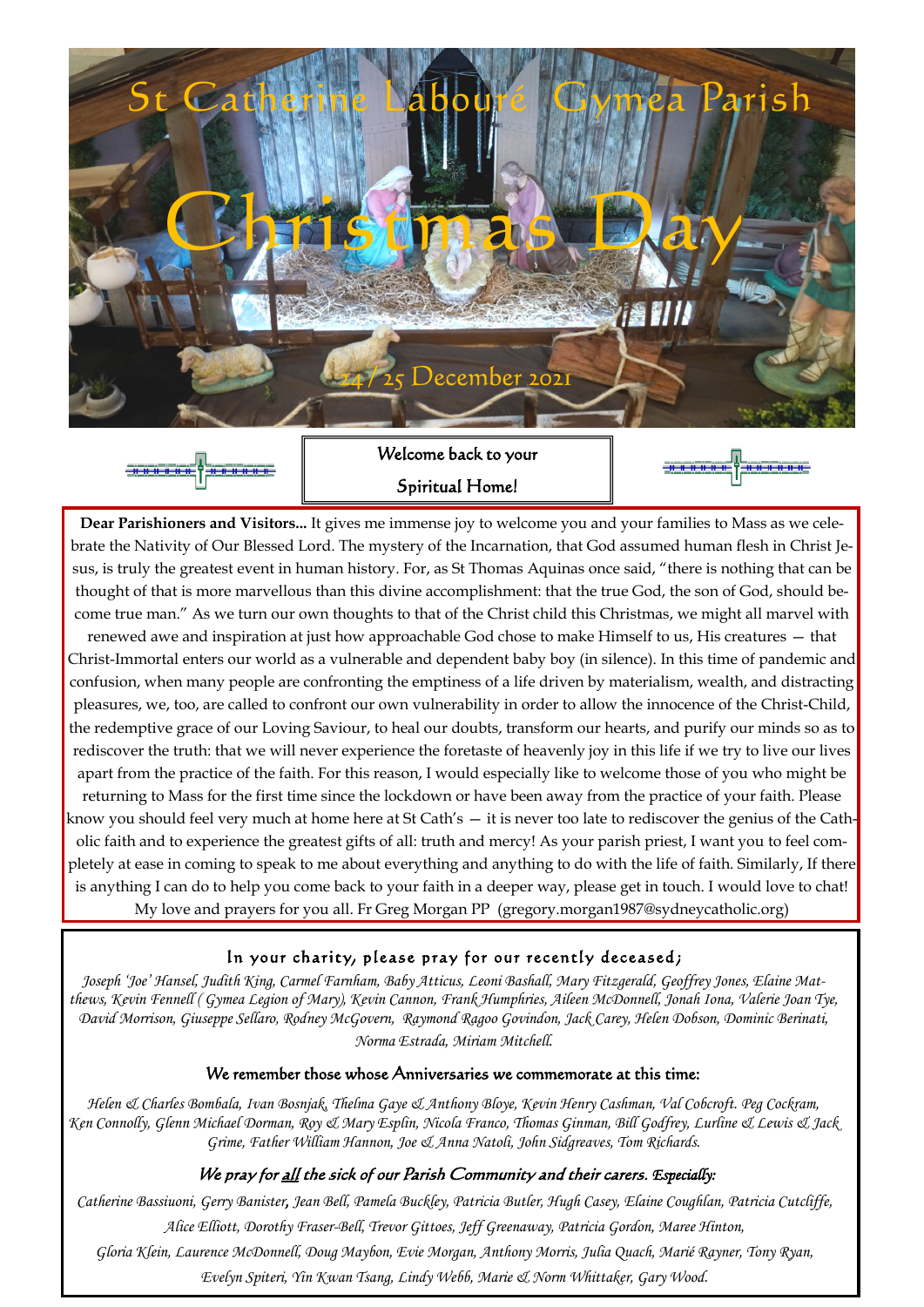# St Catherine Labouré Gymea Parish

# Christmas Day

24/25 December 2021

Welcome back to your Spiritual Home!

**Dear Parishioners and Visitors...** It gives me immense joy to welcome you and your families to Mass as we celebrate the Nativity of Our Blessed Lord. The mystery of the Incarnation, that God assumed human flesh in Christ Jesus, is truly the greatest event in human history. For, as St Thomas Aquinas once said, "there is nothing that can be thought of that is more marvellous than this divine accomplishment: that the true God, the son of God, should become true man." As we turn our own thoughts to that of the Christ child this Christmas, we might all marvel with renewed awe and inspiration at just how approachable God chose to make Himself to us, His creatures — that Christ-Immortal enters our world as a vulnerable and dependent baby boy (in silence). In this time of pandemic and confusion, when many people are confronting the emptiness of a life driven by materialism, wealth, and distracting pleasures, we, too, are called to confront our own vulnerability in order to allow the innocence of the Christ-Child, the redemptive grace of our Loving Saviour, to heal our doubts, transform our hearts, and purify our minds so as to rediscover the truth: that we will never experience the foretaste of heavenly joy in this life if we try to live our lives apart from the practice of the faith. For this reason, I would especially like to welcome those of you who might be returning to Mass for the first time since the lockdown or have been away from the practice of your faith. Please know you should feel very much at home here at St Cath's — it is never too late to rediscover the genius of the Catholic faith and to experience the greatest gifts of all: truth and mercy! As your parish priest, I want you to feel completely at ease in coming to speak to me about everything and anything to do with the life of faith. Similarly, If there is anything I can do to help you come back to your faith in a deeper way, please get in touch. I would love to chat! My love and prayers for you all. Fr Greg Morgan PP (gregory.morgan1987@sydneycatholic.org)

### In your charity, please pray for our recently deceased;

*Joseph 'Joe' Hansel, Judith King, Carmel Farnham, Baby Atticus, Leoni Bashall, Mary Fitzgerald, Geoffrey Jones, Elaine Matthews, Kevin Fennell ( Gymea Legion of Mary), Kevin Cannon, Frank Humphries, Aileen McDonnell, Jonah Iona, Valerie Joan Tye, David Morrison, Giuseppe Sellaro, Rodney McGovern, Raymond Ragoo Govindon, Jack Carey, Helen Dobson, Dominic Berinati, Norma Estrada, Miriam Mitchell.*

### We remember those whose Anniversaries we commemorate at this time:

*Helen & Charles Bombala, Ivan Bosnjak, Thelma Gaye & Anthony Bloye, Kevin Henry Cashman, Val Cobcroft. Peg Cockram, Ken Connolly, Glenn Michael Dorman, Roy & Mary Esplin, Nicola Franco, Thomas Ginman, Bill Godfrey, Lurline & Lewis & Jack Grime, Father William Hannon, Joe & Anna Natoli, John Sidgreaves, Tom Richards.*

### *We pray for all the sick of our Parish Community and their carers. Especially:*

*Catherine Bassiuoni, Gerry Banister, Jean Bell, Pamela Buckley, Patricia Butler, Hugh Casey, Elaine Coughlan, Patricia Cutcliffe, Alice Elliott, Dorothy Fraser-Bell, Trevor Gittoes, Jeff Greenaway, Patricia Gordon, Maree Hinton, Gloria Klein, Laurence McDonnell, Doug Maybon, Evie Morgan, Anthony Morris, Julia Quach, Marié Rayner, Tony Ryan, Evelyn Spiteri, Yin Kwan Tsang, Lindy Webb, Marie & Norm Whittaker, Gary Wood.*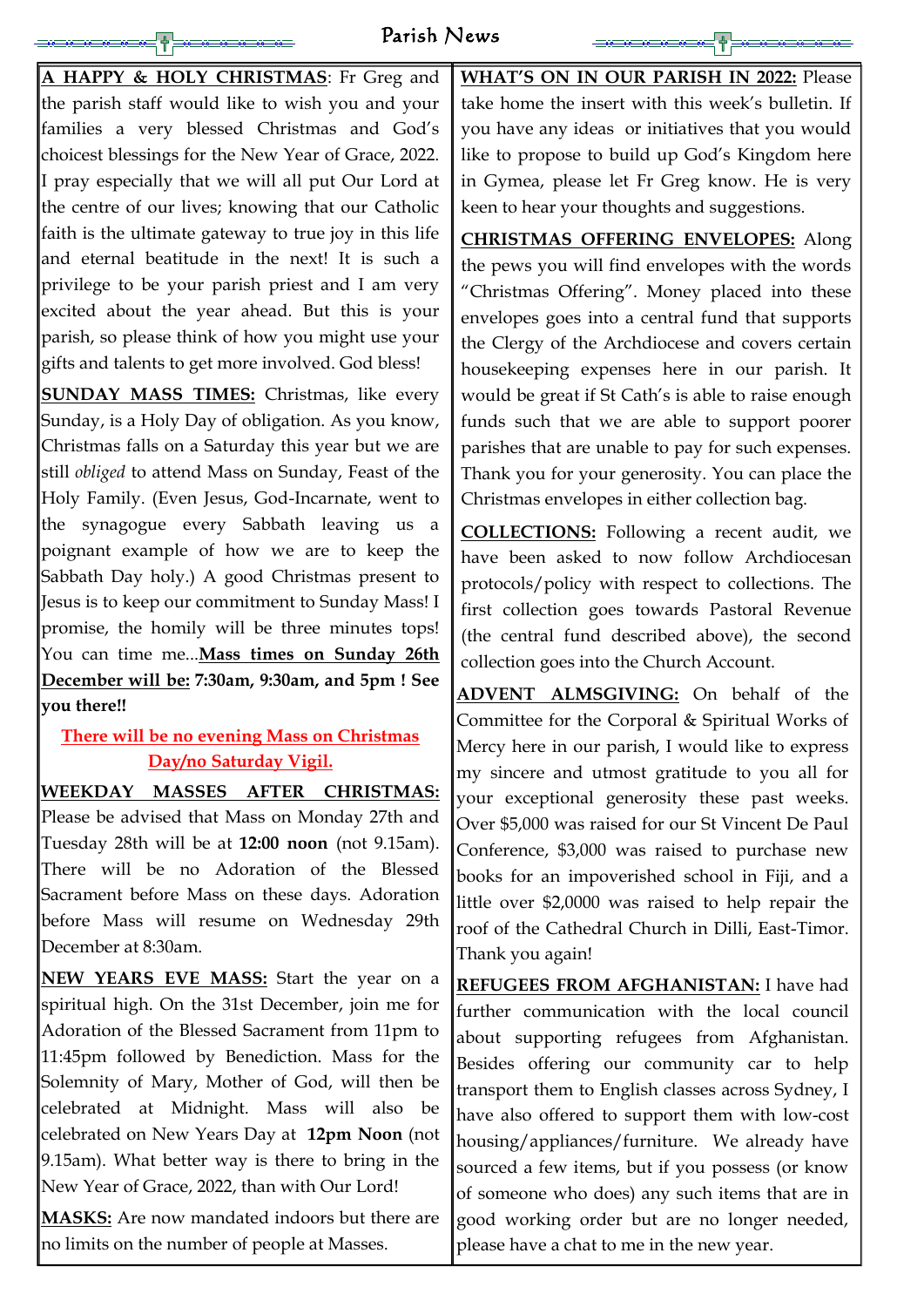# Parish News

**A HAPPY & HOLY CHRISTMAS**: Fr Greg and the parish staff would like to wish you and your families a very blessed Christmas and God's choicest blessings for the New Year of Grace, 2022. I pray especially that we will all put Our Lord at the centre of our lives; knowing that our Catholic faith is the ultimate gateway to true joy in this life and eternal beatitude in the next! It is such a privilege to be your parish priest and I am very excited about the year ahead. But this is your parish, so please think of how you might use your gifts and talents to get more involved. God bless!

**SUNDAY MASS TIMES:** Christmas, like every Sunday, is a Holy Day of obligation. As you know, Christmas falls on a Saturday this year but we are still *obliged* to attend Mass on Sunday, Feast of the Holy Family. (Even Jesus, God-Incarnate, went to the synagogue every Sabbath leaving us a poignant example of how we are to keep the Sabbath Day holy.) A good Christmas present to Jesus is to keep our commitment to Sunday Mass! I promise, the homily will be three minutes tops! You can time me...**Mass times on Sunday 26th December will be: 7:30am, 9:30am, and 5pm ! See you there!!**

**There will be no evening Mass on Christmas Day/no Saturday Vigil.**

**WEEKDAY MASSES AFTER CHRISTMAS:** Please be advised that Mass on Monday 27th and Tuesday 28th will be at **12:00 noon** (not 9.15am). There will be no Adoration of the Blessed Sacrament before Mass on these days. Adoration before Mass will resume on Wednesday 29th December at 8:30am.

**NEW YEARS EVE MASS:** Start the year on a spiritual high. On the 31st December, join me for Adoration of the Blessed Sacrament from 11pm to 11:45pm followed by Benediction. Mass for the Solemnity of Mary, Mother of God, will then be celebrated at Midnight. Mass will also be celebrated on New Years Day at **12pm Noon** (not 9.15am). What better way is there to bring in the New Year of Grace, 2022, than with Our Lord!

**MASKS:** Are now mandated indoors but there are no limits on the number of people at Masses.

**WHAT'S ON IN OUR PARISH IN 2022:** Please take home the insert with this week's bulletin. If you have any ideas or initiatives that you would like to propose to build up God's Kingdom here in Gymea, please let Fr Greg know. He is very keen to hear your thoughts and suggestions.

**CHRISTMAS OFFERING ENVELOPES:** Along the pews you will find envelopes with the words "Christmas Offering". Money placed into these envelopes goes into a central fund that supports the Clergy of the Archdiocese and covers certain housekeeping expenses here in our parish. It would be great if St Cath's is able to raise enough funds such that we are able to support poorer parishes that are unable to pay for such expenses. Thank you for your generosity. You can place the Christmas envelopes in either collection bag.

**COLLECTIONS:** Following a recent audit, we have been asked to now follow Archdiocesan protocols/policy with respect to collections. The first collection goes towards Pastoral Revenue (the central fund described above), the second collection goes into the Church Account.

**ADVENT ALMSGIVING:** On behalf of the Committee for the Corporal & Spiritual Works of Mercy here in our parish, I would like to express my sincere and utmost gratitude to you all for your exceptional generosity these past weeks. Over $5,000 was raised for our St Vincent De Paul Conference, $3,000 was raised to purchase new books for an impoverished school in Fiji, and a little over $2,0000 was raised to help repair the roof of the Cathedral Church in Dilli, East-Timor. Thank you again!

**REFUGEES FROM AFGHANISTAN:** I have had further communication with the local council about supporting refugees from Afghanistan. Besides offering our community car to help transport them to English classes across Sydney, I have also offered to support them with low-cost housing/appliances/furniture. We already have sourced a few items, but if you possess (or know of someone who does) any such items that are in good working order but are no longer needed, please have a chat to me in the new year.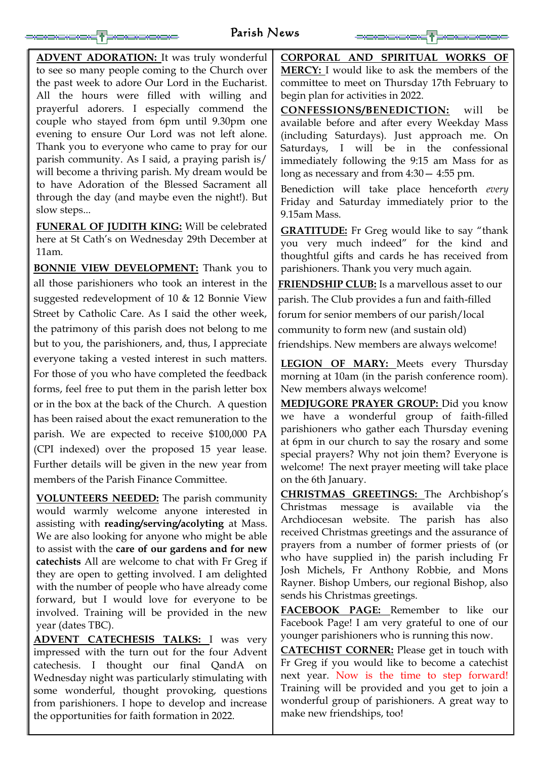# Parish News

**ADVENT ADORATION:** It was truly wonderful to see so many people coming to the Church over the past week to adore Our Lord in the Eucharist. All the hours were filled with willing and prayerful adorers. I especially commend the couple who stayed from 6pm until 9.30pm one evening to ensure Our Lord was not left alone. Thank you to everyone who came to pray for our parish community. As I said, a praying parish is/ will become a thriving parish. My dream would be to have Adoration of the Blessed Sacrament all through the day (and maybe even the night!). But slow steps...

**FUNERAL OF JUDITH KING:** Will be celebrated here at St Cath's on Wednesday 29th December at 11am.

**BONNIE VIEW DEVELOPMENT:** Thank you to all those parishioners who took an interest in the suggested redevelopment of 10 & 12 Bonnie View Street by Catholic Care. As I said the other week, the patrimony of this parish does not belong to me but to you, the parishioners, and, thus, I appreciate everyone taking a vested interest in such matters. For those of you who have completed the feedback forms, feel free to put them in the parish letter box or in the box at the back of the Church. A question has been raised about the exact remuneration to the parish. We are expected to receive $100,000 PA (CPI indexed) over the proposed 15 year lease. Further details will be given in the new year from members of the Parish Finance Committee.

**VOLUNTEERS NEEDED:** The parish community would warmly welcome anyone interested in assisting with **reading/serving/acolyting** at Mass. We are also looking for anyone who might be able to assist with the **care of our gardens and for new catechists** All are welcome to chat with Fr Greg if they are open to getting involved. I am delighted with the number of people who have already come forward, but I would love for everyone to be involved. Training will be provided in the new year (dates TBC).

**ADVENT CATECHESIS TALKS:** I was very impressed with the turn out for the four Advent catechesis. I thought our final QandA on Wednesday night was particularly stimulating with some wonderful, thought provoking, questions from parishioners. I hope to develop and increase the opportunities for faith formation in 2022.

**CORPORAL AND SPIRITUAL WORKS OF MERCY:** I would like to ask the members of the committee to meet on Thursday 17th February to begin plan for activities in 2022.

**CONFESSIONS/BENEDICTION:** will be available before and after every Weekday Mass (including Saturdays). Just approach me. On Saturdays, I will be in the confessional immediately following the 9:15 am Mass for as long as necessary and from 4:30— 4:55 pm.

Benediction will take place henceforth *every* Friday and Saturday immediately prior to the 9.15am Mass.

**GRATITUDE:** Fr Greg would like to say "thank you very much indeed" for the kind and thoughtful gifts and cards he has received from parishioners. Thank you very much again.

**FRIENDSHIP CLUB:** Is a marvellous asset to our parish. The Club provides a fun and faith-filled forum for senior members of our parish/local community to form new (and sustain old) friendships. New members are always welcome!

**LEGION OF MARY:** Meets every Thursday morning at 10am (in the parish conference room). New members always welcome!

**MEDJUGORE PRAYER GROUP:** Did you know we have a wonderful group of faith-filled parishioners who gather each Thursday evening at 6pm in our church to say the rosary and some special prayers? Why not join them? Everyone is welcome! The next prayer meeting will take place on the 6th January.

**CHRISTMAS GREETINGS:** The Archbishop's Christmas message is available via the Archdiocesan website. The parish has also received Christmas greetings and the assurance of prayers from a number of former priests of (or who have supplied in) the parish including Fr Josh Michels, Fr Anthony Robbie, and Mons Rayner. Bishop Umbers, our regional Bishop, also sends his Christmas greetings.

**FACEBOOK PAGE:** Remember to like our Facebook Page! I am very grateful to one of our younger parishioners who is running this now.

**CATECHIST CORNER:** Please get in touch with Fr Greg if you would like to become a catechist next year. Now is the time to step forward! Training will be provided and you get to join a wonderful group of parishioners. A great way to make new friendships, too!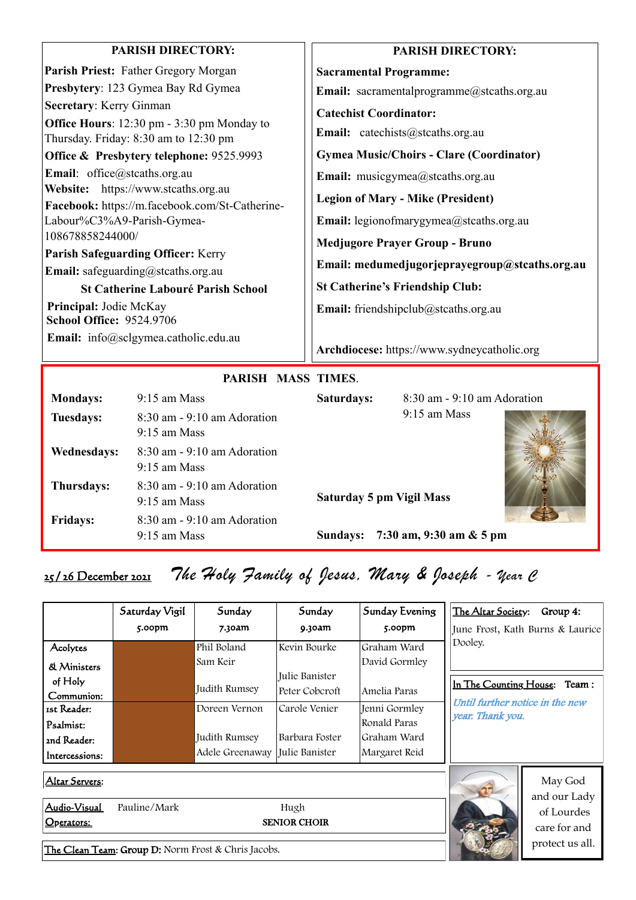## PARISH DIRECTORY:

**Parish Priest:** Father Gregory Morgan
**Presbytery**: 123 Gymea Bay Rd Gymea
**Secretary**: Kerry Ginman
**Office Hours**: 12:30 pm - 3:30 pm Monday to Thursday. Friday: 8:30 am to 12:30 pm
**Office & Presbytery telephone:** 9525.9993
**Email**: office@stcaths.org.au
**Website:** https://www.stcaths.org.au
**Facebook:** https://m.facebook.com/St-Catherine-Labour%C3%A9-Parish-Gymea-108678858244000/
**Parish Safeguarding Officer:** Kerry
**Email:** safeguarding@stcaths.org.au

**St Catherine Labouré Parish School**
**Principal:** Jodie McKay
**School Office:** 9524.9706
**Email:** info@sclgymea.catholic.edu.au

## PARISH DIRECTORY:

**Sacramental Programme:**
**Email:** sacramentalprogramme@stcaths.org.au
**Catechist Coordinator:**
**Email:** catechists@stcaths.org.au
**Gymea Music/Choirs - Clare (Coordinator)**
**Email:** musicgymea@stcaths.org.au
**Legion of Mary - Mike (President)**
**Email:** legionofmarygymea@stcaths.org.au
**Medjugore Prayer Group - Bruno**
**Email: medumedjugorjeprayegroup@stcaths.org.au**
**St Catherine's Friendship Club:**
**Email:** friendshipclub@stcaths.org.au

**Archdiocese:** https://www.sydneycatholic.org

## PARISH MASS TIMES.

**Mondays:** 9:15 am Mass
**Tuesdays:** 8:30 am - 9:10 am Adoration, 9:15 am Mass
**Wednesdays:** 8:30 am - 9:10 am Adoration, 9:15 am Mass
**Thursdays:** 8:30 am - 9:10 am Adoration, 9:15 am Mass
**Fridays:** 8:30 am - 9:10 am Adoration, 9:15 am Mass
**Saturdays:** 8:30 am - 9:10 am Adoration, 9:15 am Mass
**Saturday 5 pm Vigil Mass**
**Sundays: 7:30 am, 9:30 am & 5 pm**

## 25/26 December 2021 *The Holy Family of Jesus, Mary & Joseph - Year C*

| | Saturday Vigil 5.00pm | Sunday 7.30am | Sunday 9.30am | Sunday Evening 5.00pm |
|---|---|---|---|---|
| Acolytes & Ministers of Holy Communion: | | Phil Boland<br>Sam Keir<br>Judith Rumsey | Kevin Bourke<br>Julie Banister<br>Peter Cobcroft | Graham Ward<br>David Gormley<br>Amelia Paras |
| 1st Reader: | | Doreen Vernon | Carole Venier | Jenni Gormley |
| Psalmist: | | | | Ronald Paras |
| 2nd Reader: | | Judith Rumsey | Barbara Foster | Graham Ward |
| Intercessions: | | Adele Greenaway | Julie Banister | Margaret Reid |

**The Altar Society: Group 4:** June Frost, Kath Burns & Laurice Dooley.

**In The Counting House: Team :** *Until further notice in the new year. Thank you.*

Altar Servers:

Audio-Visual Operators: Pauline/Mark Hugh

SENIOR CHOIR

The Clean Team: **Group D:** Norm Frost & Chris Jacobs.

May God and our Lady of Lourdes care for and protect us all.